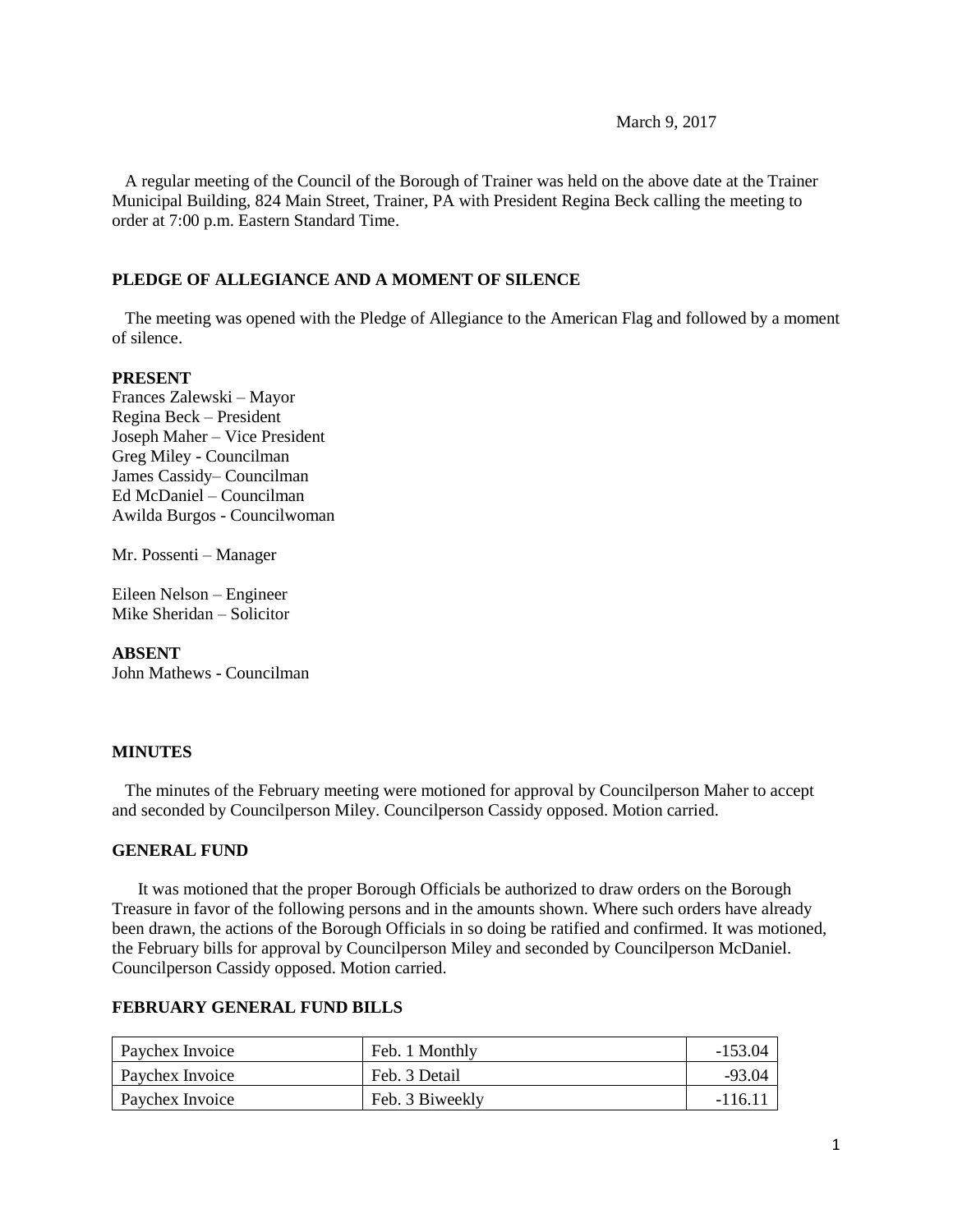March 9, 2017

A regular meeting of the Council of the Borough of Trainer was held on the above date at the Trainer Municipal Building, 824 Main Street, Trainer, PA with President Regina Beck calling the meeting to order at 7:00 p.m. Eastern Standard Time.

**PLEDGE OF ALLEGIANCE AND A MOMENT OF SILENCE**

The meeting was opened with the Pledge of Allegiance to the American Flag and followed by a moment of silence.

**PRESENT**

Frances Zalewski – Mayor
Regina Beck – President
Joseph Maher – Vice President
Greg Miley - Councilman
James Cassidy– Councilman
Ed McDaniel – Councilman
Awilda Burgos - Councilwoman

Mr. Possenti – Manager

Eileen Nelson – Engineer
Mike Sheridan – Solicitor

**ABSENT**

John Mathews - Councilman

**MINUTES**

The minutes of the February meeting were motioned for approval by Councilperson Maher to accept and seconded by Councilperson Miley. Councilperson Cassidy opposed. Motion carried.

**GENERAL FUND**

It was motioned that the proper Borough Officials be authorized to draw orders on the Borough Treasure in favor of the following persons and in the amounts shown. Where such orders have already been drawn, the actions of the Borough Officials in so doing be ratified and confirmed. It was motioned, the February bills for approval by Councilperson Miley and seconded by Councilperson McDaniel. Councilperson Cassidy opposed. Motion carried.

**FEBRUARY GENERAL FUND BILLS**

| | | |
|---|---|---|
| Paychex Invoice | Feb. 1 Monthly | -153.04 |
| Paychex Invoice | Feb. 3 Detail | -93.04 |
| Paychex Invoice | Feb. 3 Biweekly | -116.11 |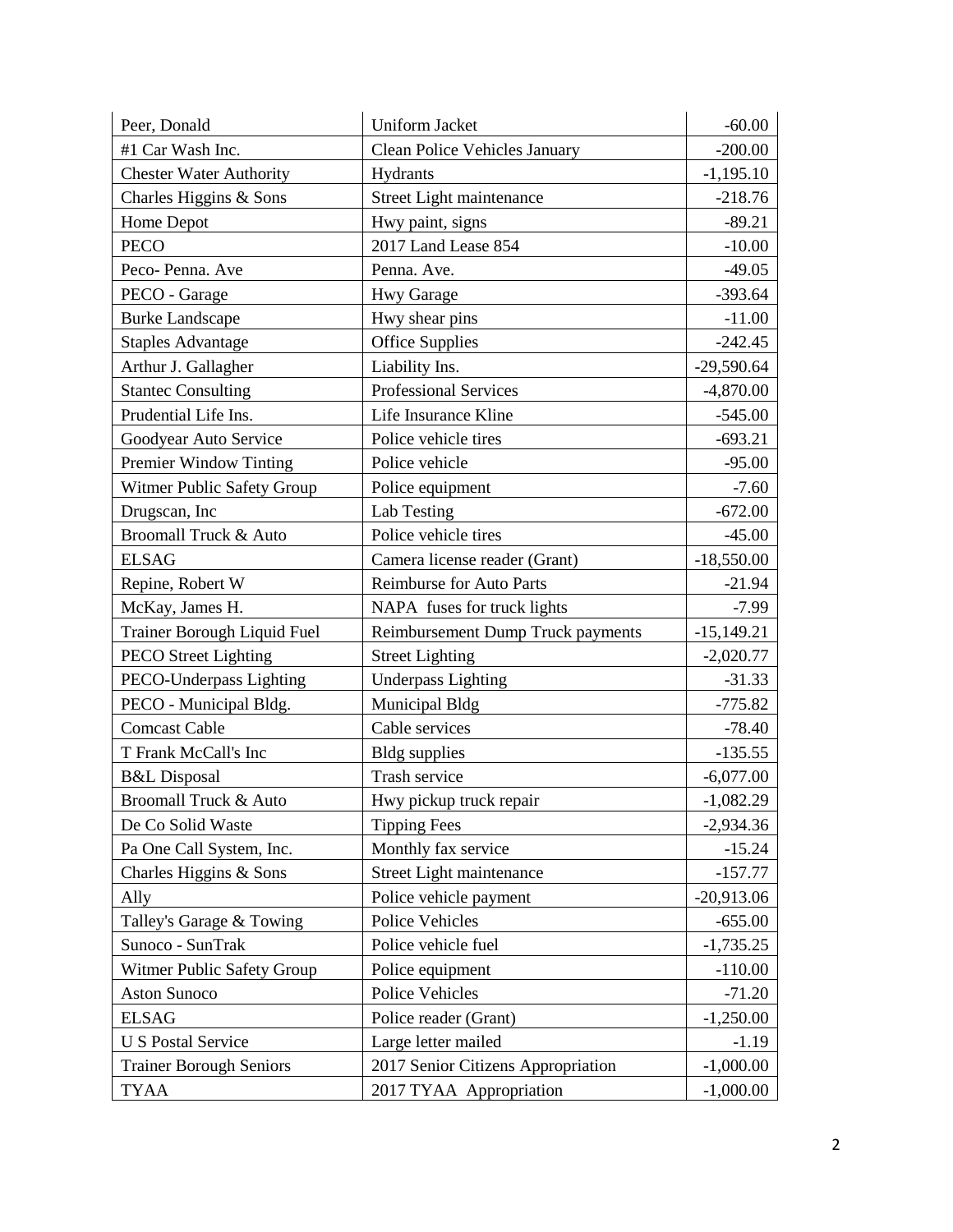| Peer, Donald | Uniform Jacket | -60.00 |
|---|---|---|
| #1 Car Wash Inc. | Clean Police Vehicles January | -200.00 |
| Chester Water Authority | Hydrants | -1,195.10 |
| Charles Higgins & Sons | Street Light maintenance | -218.76 |
| Home Depot | Hwy paint, signs | -89.21 |
| PECO | 2017 Land Lease 854 | -10.00 |
| Peco- Penna. Ave | Penna. Ave. | -49.05 |
| PECO - Garage | Hwy Garage | -393.64 |
| Burke Landscape | Hwy shear pins | -11.00 |
| Staples Advantage | Office Supplies | -242.45 |
| Arthur J. Gallagher | Liability Ins. | -29,590.64 |
| Stantec Consulting | Professional Services | -4,870.00 |
| Prudential Life Ins. | Life Insurance Kline | -545.00 |
| Goodyear Auto Service | Police vehicle tires | -693.21 |
| Premier Window Tinting | Police vehicle | -95.00 |
| Witmer Public Safety Group | Police equipment | -7.60 |
| Drugscan, Inc | Lab Testing | -672.00 |
| Broomall Truck & Auto | Police vehicle tires | -45.00 |
| ELSAG | Camera license reader (Grant) | -18,550.00 |
| Repine, Robert W | Reimburse for Auto Parts | -21.94 |
| McKay, James H. | NAPA fuses for truck lights | -7.99 |
| Trainer Borough Liquid Fuel | Reimbursement Dump Truck payments | -15,149.21 |
| PECO Street Lighting | Street Lighting | -2,020.77 |
| PECO-Underpass Lighting | Underpass Lighting | -31.33 |
| PECO - Municipal Bldg. | Municipal Bldg | -775.82 |
| Comcast Cable | Cable services | -78.40 |
| T Frank McCall's Inc | Bldg supplies | -135.55 |
| B&L Disposal | Trash service | -6,077.00 |
| Broomall Truck & Auto | Hwy pickup truck repair | -1,082.29 |
| De Co Solid Waste | Tipping Fees | -2,934.36 |
| Pa One Call System, Inc. | Monthly fax service | -15.24 |
| Charles Higgins & Sons | Street Light maintenance | -157.77 |
| Ally | Police vehicle payment | -20,913.06 |
| Talley's Garage & Towing | Police Vehicles | -655.00 |
| Sunoco - SunTrak | Police vehicle fuel | -1,735.25 |
| Witmer Public Safety Group | Police equipment | -110.00 |
| Aston Sunoco | Police Vehicles | -71.20 |
| ELSAG | Police reader (Grant) | -1,250.00 |
| U S Postal Service | Large letter mailed | -1.19 |
| Trainer Borough Seniors | 2017 Senior Citizens Appropriation | -1,000.00 |
| TYAA | 2017 TYAA Appropriation | -1,000.00 |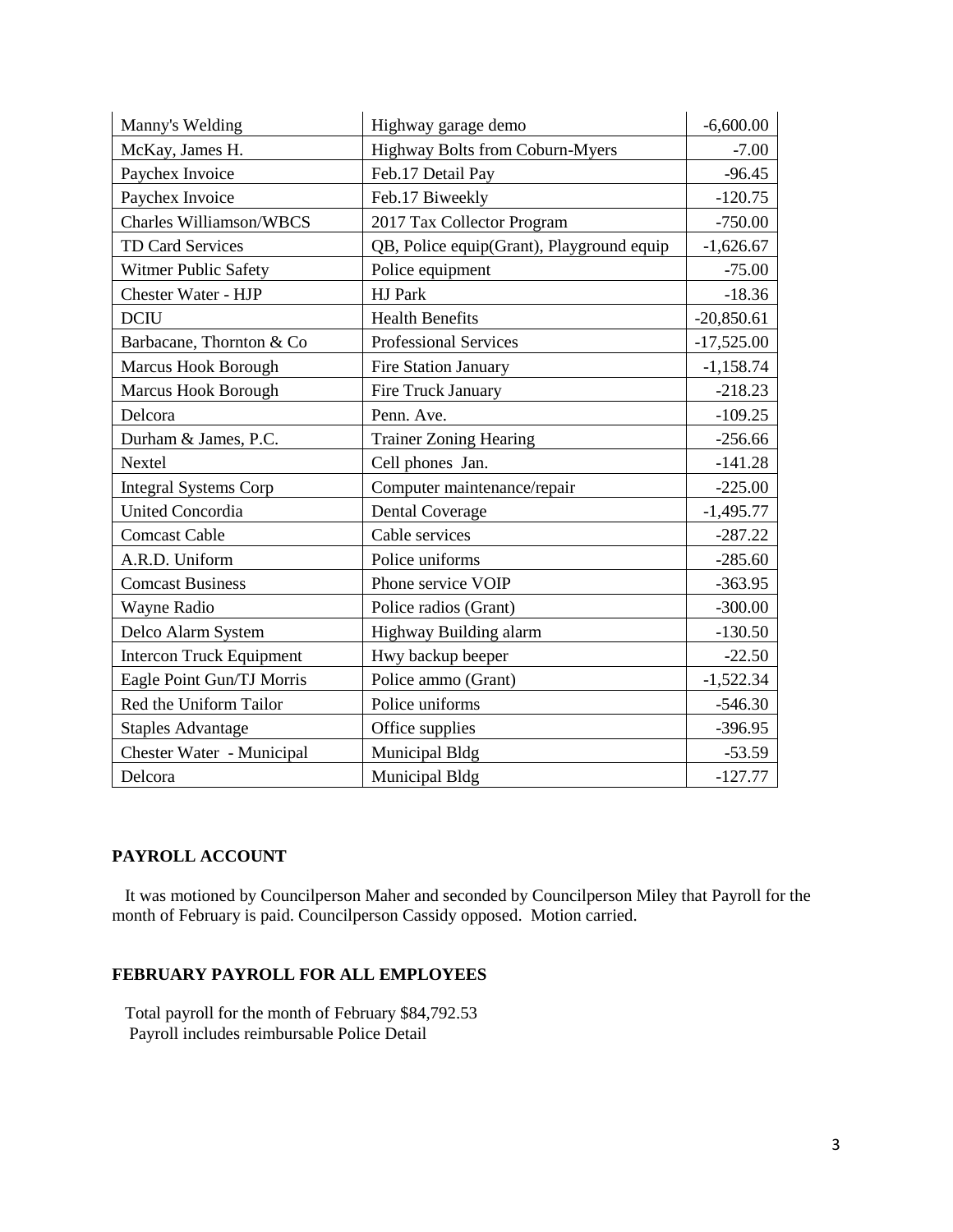| Manny's Welding | Highway garage demo | -6,600.00 |
|---|---|---|
| McKay, James H. | Highway Bolts from Coburn-Myers | -7.00 |
| Paychex Invoice | Feb.17 Detail Pay | -96.45 |
| Paychex Invoice | Feb.17 Biweekly | -120.75 |
| Charles Williamson/WBCS | 2017 Tax Collector Program | -750.00 |
| TD Card Services | QB, Police equip(Grant), Playground equip | -1,626.67 |
| Witmer Public Safety | Police equipment | -75.00 |
| Chester Water - HJP | HJ Park | -18.36 |
| DCIU | Health Benefits | -20,850.61 |
| Barbacane, Thornton & Co | Professional Services | -17,525.00 |
| Marcus Hook Borough | Fire Station January | -1,158.74 |
| Marcus Hook Borough | Fire Truck January | -218.23 |
| Delcora | Penn. Ave. | -109.25 |
| Durham & James, P.C. | Trainer Zoning Hearing | -256.66 |
| Nextel | Cell phones Jan. | -141.28 |
| Integral Systems Corp | Computer maintenance/repair | -225.00 |
| United Concordia | Dental Coverage | -1,495.77 |
| Comcast Cable | Cable services | -287.22 |
| A.R.D. Uniform | Police uniforms | -285.60 |
| Comcast Business | Phone service VOIP | -363.95 |
| Wayne Radio | Police radios (Grant) | -300.00 |
| Delco Alarm System | Highway Building alarm | -130.50 |
| Intercon Truck Equipment | Hwy backup beeper | -22.50 |
| Eagle Point Gun/TJ Morris | Police ammo (Grant) | -1,522.34 |
| Red the Uniform Tailor | Police uniforms | -546.30 |
| Staples Advantage | Office supplies | -396.95 |
| Chester Water - Municipal | Municipal Bldg | -53.59 |
| Delcora | Municipal Bldg | -127.77 |

**PAYROLL ACCOUNT**

It was motioned by Councilperson Maher and seconded by Councilperson Miley that Payroll for the month of February is paid. Councilperson Cassidy opposed. Motion carried.

**FEBRUARY PAYROLL FOR ALL EMPLOYEES**

Total payroll for the month of February $84,792.53
Payroll includes reimbursable Police Detail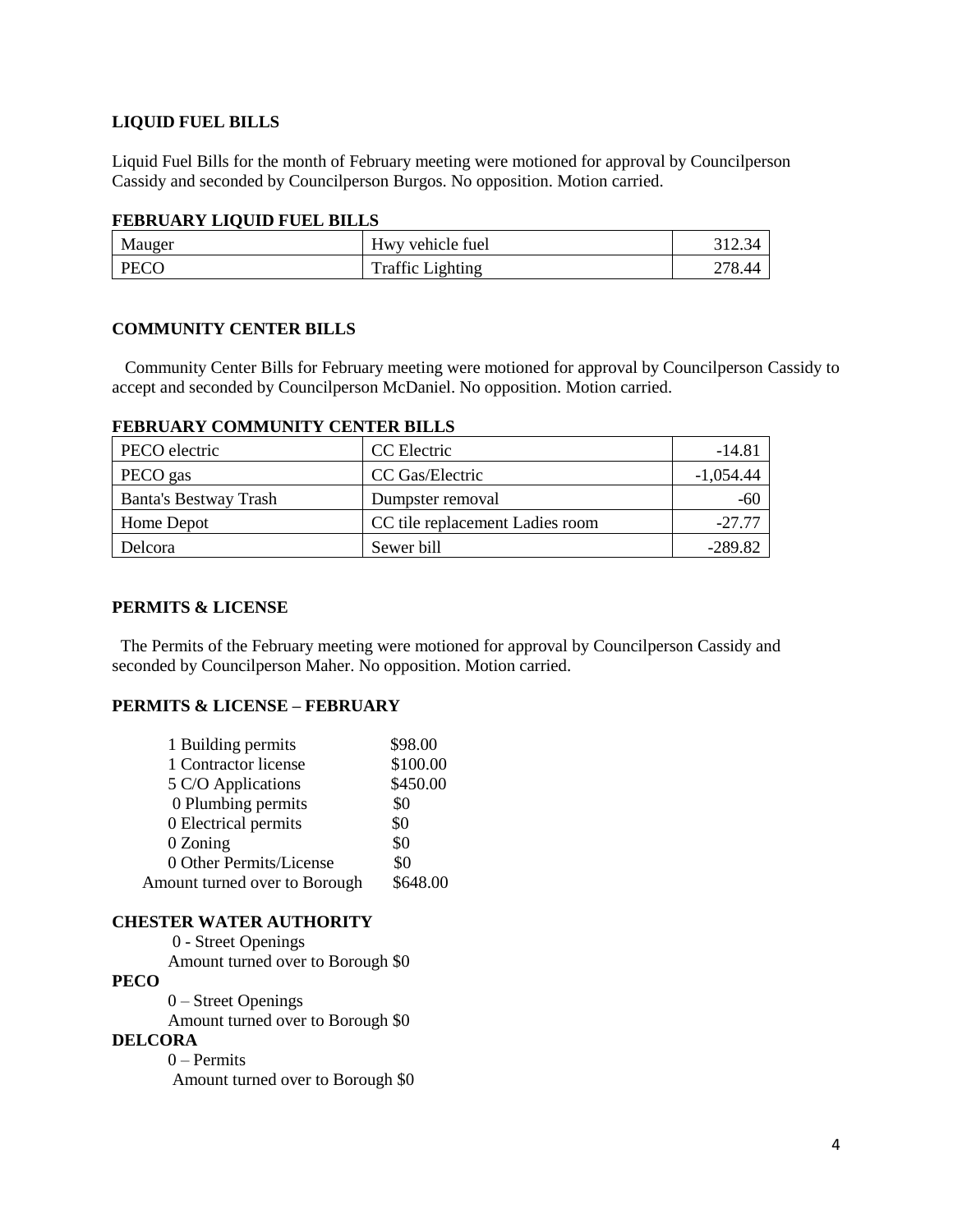**LIQUID FUEL BILLS**

Liquid Fuel Bills for the month of February meeting were motioned for approval by Councilperson Cassidy and seconded by Councilperson Burgos. No opposition. Motion carried.

**FEBRUARY LIQUID FUEL BILLS**

| | | |
|---|---|---|
| Mauger | Hwy vehicle fuel | 312.34 |
| PECO | Traffic Lighting | 278.44 |

**COMMUNITY CENTER BILLS**

Community Center Bills for February meeting were motioned for approval by Councilperson Cassidy to accept and seconded by Councilperson McDaniel. No opposition. Motion carried.

**FEBRUARY COMMUNITY CENTER BILLS**

| | | |
|---|---|---|
| PECO electric | CC Electric | -14.81 |
| PECO gas | CC Gas/Electric | -1,054.44 |
| Banta's Bestway Trash | Dumpster removal | -60 |
| Home Depot | CC tile replacement Ladies room | -27.77 |
| Delcora | Sewer bill | -289.82 |

**PERMITS & LICENSE**

The Permits of the February meeting were motioned for approval by Councilperson Cassidy and seconded by Councilperson Maher. No opposition. Motion carried.

**PERMITS & LICENSE – FEBRUARY**

| | |
|---|---|
| 1 Building permits | $98.00 |
| 1 Contractor license | $100.00 |
| 5 C/O Applications | $450.00 |
| 0 Plumbing permits | $0 |
| 0 Electrical permits | $0 |
| 0 Zoning | $0 |
| 0 Other Permits/License | $0 |
| Amount turned over to Borough | $648.00 |

**CHESTER WATER AUTHORITY**

0 - Street Openings
Amount turned over to Borough $0

**PECO**

0 – Street Openings
Amount turned over to Borough $0

**DELCORA**

0 – Permits
Amount turned over to Borough $0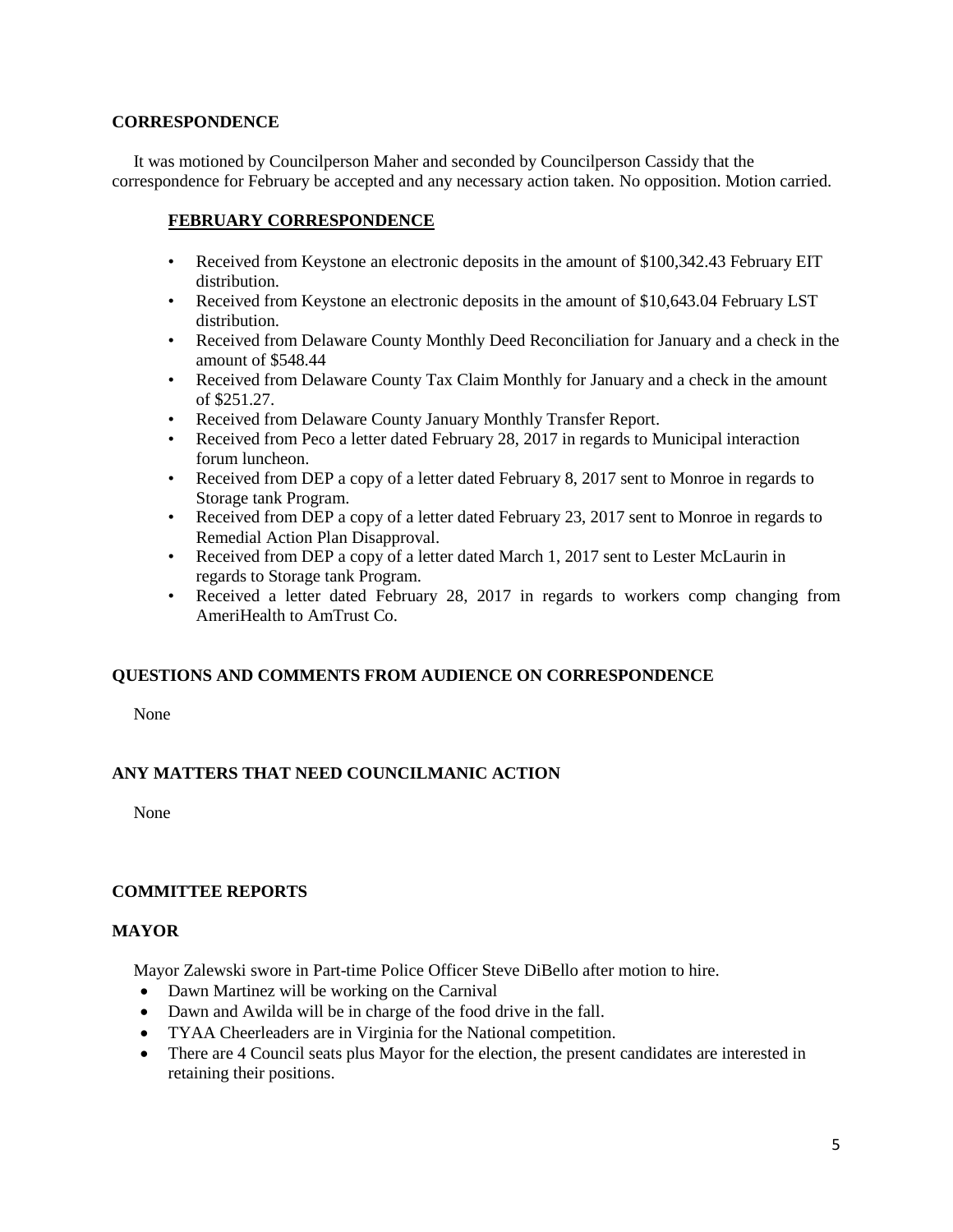## CORRESPONDENCE

It was motioned by Councilperson Maher and seconded by Councilperson Cassidy that the correspondence for February be accepted and any necessary action taken. No opposition. Motion carried.

### FEBRUARY CORRESPONDENCE

- Received from Keystone an electronic deposits in the amount of $100,342.43 February EIT distribution.
- Received from Keystone an electronic deposits in the amount of $10,643.04 February LST distribution.
- Received from Delaware County Monthly Deed Reconciliation for January and a check in the amount of $548.44
- Received from Delaware County Tax Claim Monthly for January and a check in the amount of $251.27.
- Received from Delaware County January Monthly Transfer Report.
- Received from Peco a letter dated February 28, 2017 in regards to Municipal interaction forum luncheon.
- Received from DEP a copy of a letter dated February 8, 2017 sent to Monroe in regards to Storage tank Program.
- Received from DEP a copy of a letter dated February 23, 2017 sent to Monroe in regards to Remedial Action Plan Disapproval.
- Received from DEP a copy of a letter dated March 1, 2017 sent to Lester McLaurin in regards to Storage tank Program.
- Received a letter dated February 28, 2017 in regards to workers comp changing from AmeriHealth to AmTrust Co.

## QUESTIONS AND COMMENTS FROM AUDIENCE ON CORRESPONDENCE

None

## ANY MATTERS THAT NEED COUNCILMANIC ACTION

None

## COMMITTEE REPORTS

## MAYOR

Mayor Zalewski swore in Part-time Police Officer Steve DiBello after motion to hire.

- Dawn Martinez will be working on the Carnival
- Dawn and Awilda will be in charge of the food drive in the fall.
- TYAA Cheerleaders are in Virginia for the National competition.
- There are 4 Council seats plus Mayor for the election, the present candidates are interested in retaining their positions.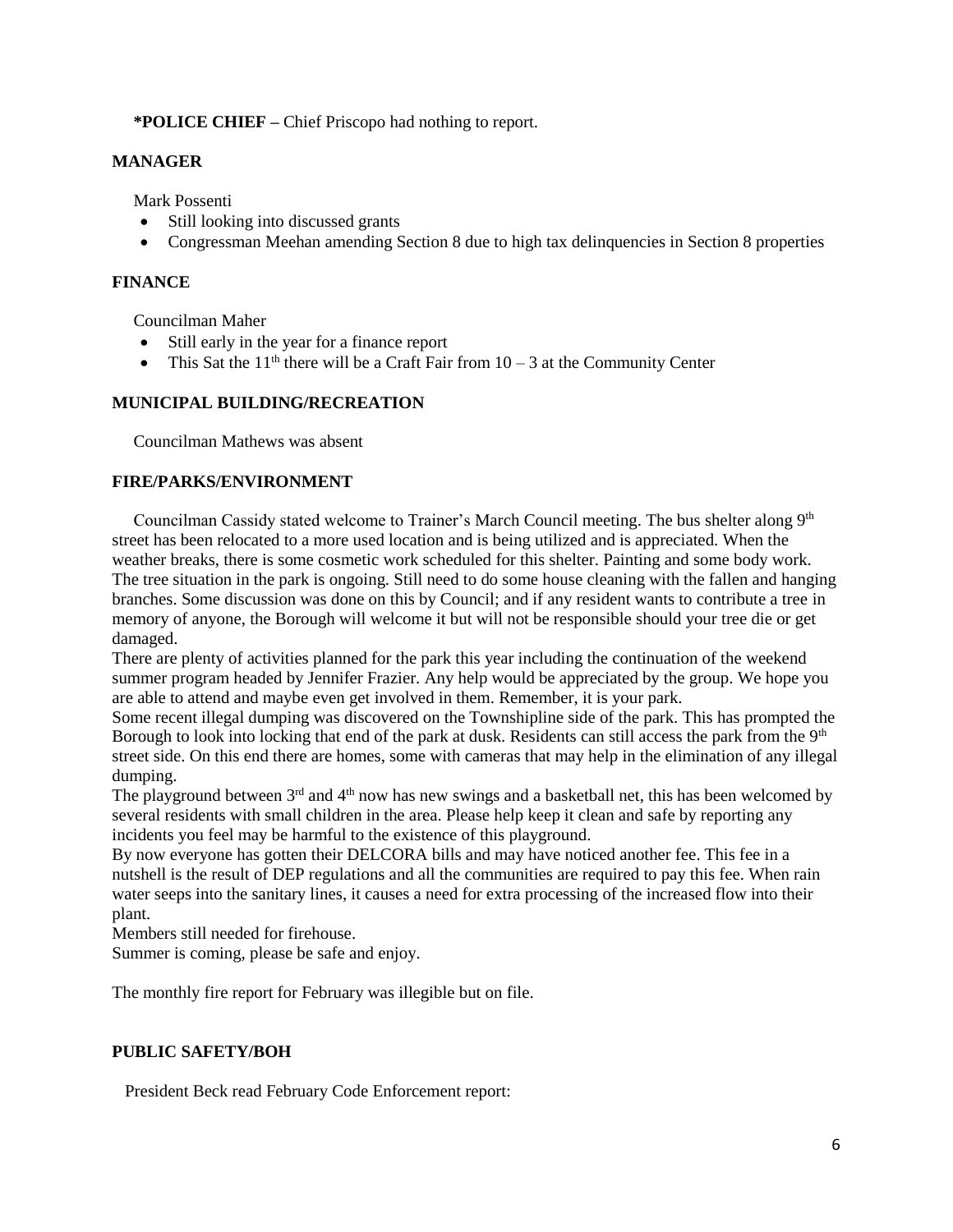**\*POLICE CHIEF –** Chief Priscopo had nothing to report.

## MANAGER

Mark Possenti

- Still looking into discussed grants
- Congressman Meehan amending Section 8 due to high tax delinquencies in Section 8 properties

## FINANCE

Councilman Maher

- Still early in the year for a finance report
- This Sat the 11th there will be a Craft Fair from 10 – 3 at the Community Center

## MUNICIPAL BUILDING/RECREATION

Councilman Mathews was absent

## FIRE/PARKS/ENVIRONMENT

Councilman Cassidy stated welcome to Trainer's March Council meeting. The bus shelter along 9th street has been relocated to a more used location and is being utilized and is appreciated. When the weather breaks, there is some cosmetic work scheduled for this shelter. Painting and some body work. The tree situation in the park is ongoing. Still need to do some house cleaning with the fallen and hanging branches. Some discussion was done on this by Council; and if any resident wants to contribute a tree in memory of anyone, the Borough will welcome it but will not be responsible should your tree die or get damaged.

There are plenty of activities planned for the park this year including the continuation of the weekend summer program headed by Jennifer Frazier. Any help would be appreciated by the group. We hope you are able to attend and maybe even get involved in them. Remember, it is your park.

Some recent illegal dumping was discovered on the Townshipline side of the park. This has prompted the Borough to look into locking that end of the park at dusk. Residents can still access the park from the 9th street side. On this end there are homes, some with cameras that may help in the elimination of any illegal dumping.

The playground between 3rd and 4th now has new swings and a basketball net, this has been welcomed by several residents with small children in the area. Please help keep it clean and safe by reporting any incidents you feel may be harmful to the existence of this playground.

By now everyone has gotten their DELCORA bills and may have noticed another fee. This fee in a nutshell is the result of DEP regulations and all the communities are required to pay this fee. When rain water seeps into the sanitary lines, it causes a need for extra processing of the increased flow into their plant.

Members still needed for firehouse.

Summer is coming, please be safe and enjoy.

The monthly fire report for February was illegible but on file.

## PUBLIC SAFETY/BOH

President Beck read February Code Enforcement report: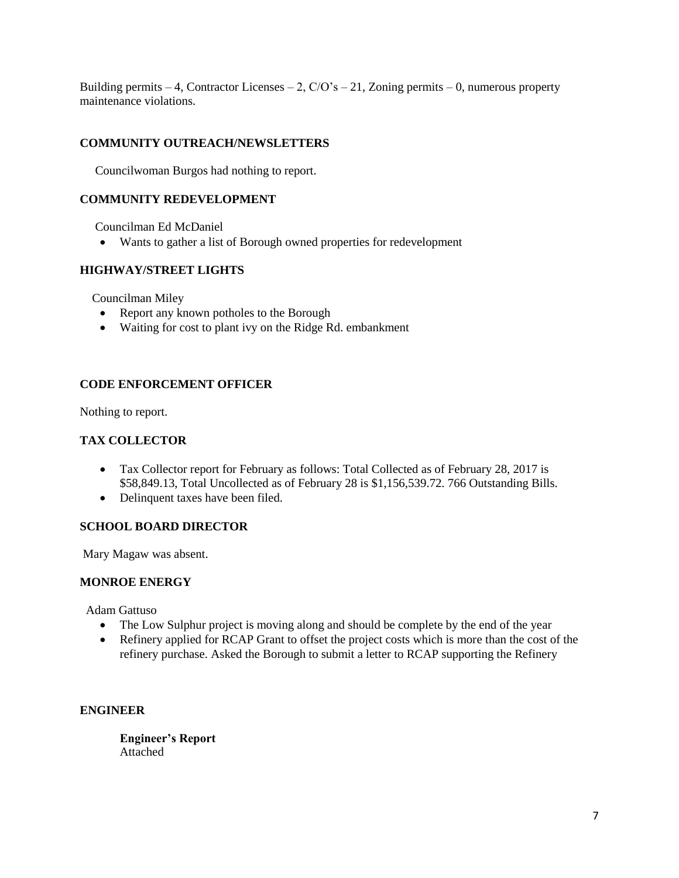Building permits – 4, Contractor Licenses – 2, C/O's – 21, Zoning permits – 0, numerous property maintenance violations.

**COMMUNITY OUTREACH/NEWSLETTERS**

Councilwoman Burgos had nothing to report.

**COMMUNITY REDEVELOPMENT**

Councilman Ed McDaniel

- Wants to gather a list of Borough owned properties for redevelopment

**HIGHWAY/STREET LIGHTS**

Councilman Miley

- Report any known potholes to the Borough
- Waiting for cost to plant ivy on the Ridge Rd. embankment

**CODE ENFORCEMENT OFFICER**

Nothing to report.

**TAX COLLECTOR**

- Tax Collector report for February as follows: Total Collected as of February 28, 2017 is $58,849.13, Total Uncollected as of February 28 is $1,156,539.72. 766 Outstanding Bills.
- Delinquent taxes have been filed.

**SCHOOL BOARD DIRECTOR**

Mary Magaw was absent.

**MONROE ENERGY**

Adam Gattuso

- The Low Sulphur project is moving along and should be complete by the end of the year
- Refinery applied for RCAP Grant to offset the project costs which is more than the cost of the refinery purchase. Asked the Borough to submit a letter to RCAP supporting the Refinery

**ENGINEER**

**Engineer's Report**
Attached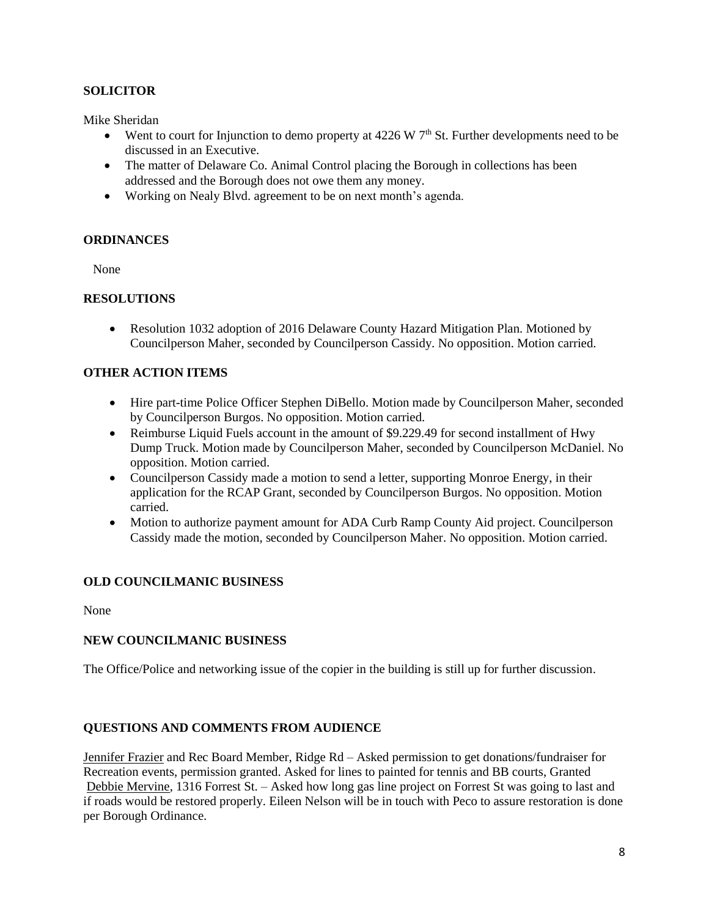**SOLICITOR**

Mike Sheridan

- Went to court for Injunction to demo property at 4226 W 7th St. Further developments need to be discussed in an Executive.
- The matter of Delaware Co. Animal Control placing the Borough in collections has been addressed and the Borough does not owe them any money.
- Working on Nealy Blvd. agreement to be on next month's agenda.

**ORDINANCES**

None

**RESOLUTIONS**

- Resolution 1032 adoption of 2016 Delaware County Hazard Mitigation Plan. Motioned by Councilperson Maher, seconded by Councilperson Cassidy. No opposition. Motion carried.

**OTHER ACTION ITEMS**

- Hire part-time Police Officer Stephen DiBello. Motion made by Councilperson Maher, seconded by Councilperson Burgos. No opposition. Motion carried.
- Reimburse Liquid Fuels account in the amount of $9.229.49 for second installment of Hwy Dump Truck. Motion made by Councilperson Maher, seconded by Councilperson McDaniel. No opposition. Motion carried.
- Councilperson Cassidy made a motion to send a letter, supporting Monroe Energy, in their application for the RCAP Grant, seconded by Councilperson Burgos. No opposition. Motion carried.
- Motion to authorize payment amount for ADA Curb Ramp County Aid project. Councilperson Cassidy made the motion, seconded by Councilperson Maher. No opposition. Motion carried.

**OLD COUNCILMANIC BUSINESS**

None

**NEW COUNCILMANIC BUSINESS**

The Office/Police and networking issue of the copier in the building is still up for further discussion.

**QUESTIONS AND COMMENTS FROM AUDIENCE**

Jennifer Frazier and Rec Board Member, Ridge Rd – Asked permission to get donations/fundraiser for Recreation events, permission granted. Asked for lines to painted for tennis and BB courts, Granted
Debbie Mervine, 1316 Forrest St. – Asked how long gas line project on Forrest St was going to last and if roads would be restored properly. Eileen Nelson will be in touch with Peco to assure restoration is done per Borough Ordinance.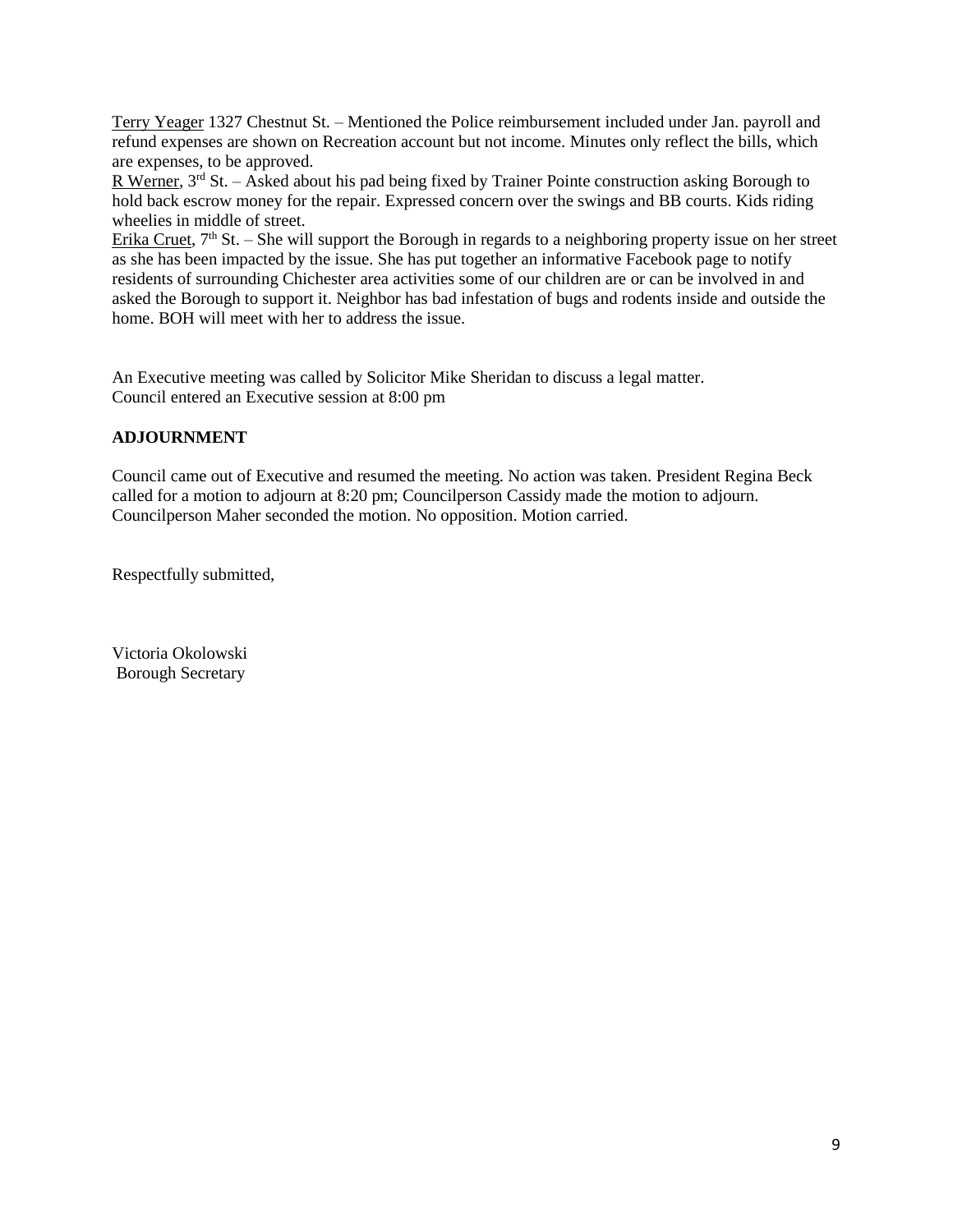Terry Yeager 1327 Chestnut St. – Mentioned the Police reimbursement included under Jan. payroll and refund expenses are shown on Recreation account but not income. Minutes only reflect the bills, which are expenses, to be approved.

R Werner, 3rd St. – Asked about his pad being fixed by Trainer Pointe construction asking Borough to hold back escrow money for the repair. Expressed concern over the swings and BB courts. Kids riding wheelies in middle of street.

Erika Cruet, 7th St. – She will support the Borough in regards to a neighboring property issue on her street as she has been impacted by the issue. She has put together an informative Facebook page to notify residents of surrounding Chichester area activities some of our children are or can be involved in and asked the Borough to support it. Neighbor has bad infestation of bugs and rodents inside and outside the home. BOH will meet with her to address the issue.

An Executive meeting was called by Solicitor Mike Sheridan to discuss a legal matter.
Council entered an Executive session at 8:00 pm

**ADJOURNMENT**

Council came out of Executive and resumed the meeting. No action was taken. President Regina Beck called for a motion to adjourn at 8:20 pm; Councilperson Cassidy made the motion to adjourn. Councilperson Maher seconded the motion. No opposition. Motion carried.

Respectfully submitted,

Victoria Okolowski
Borough Secretary